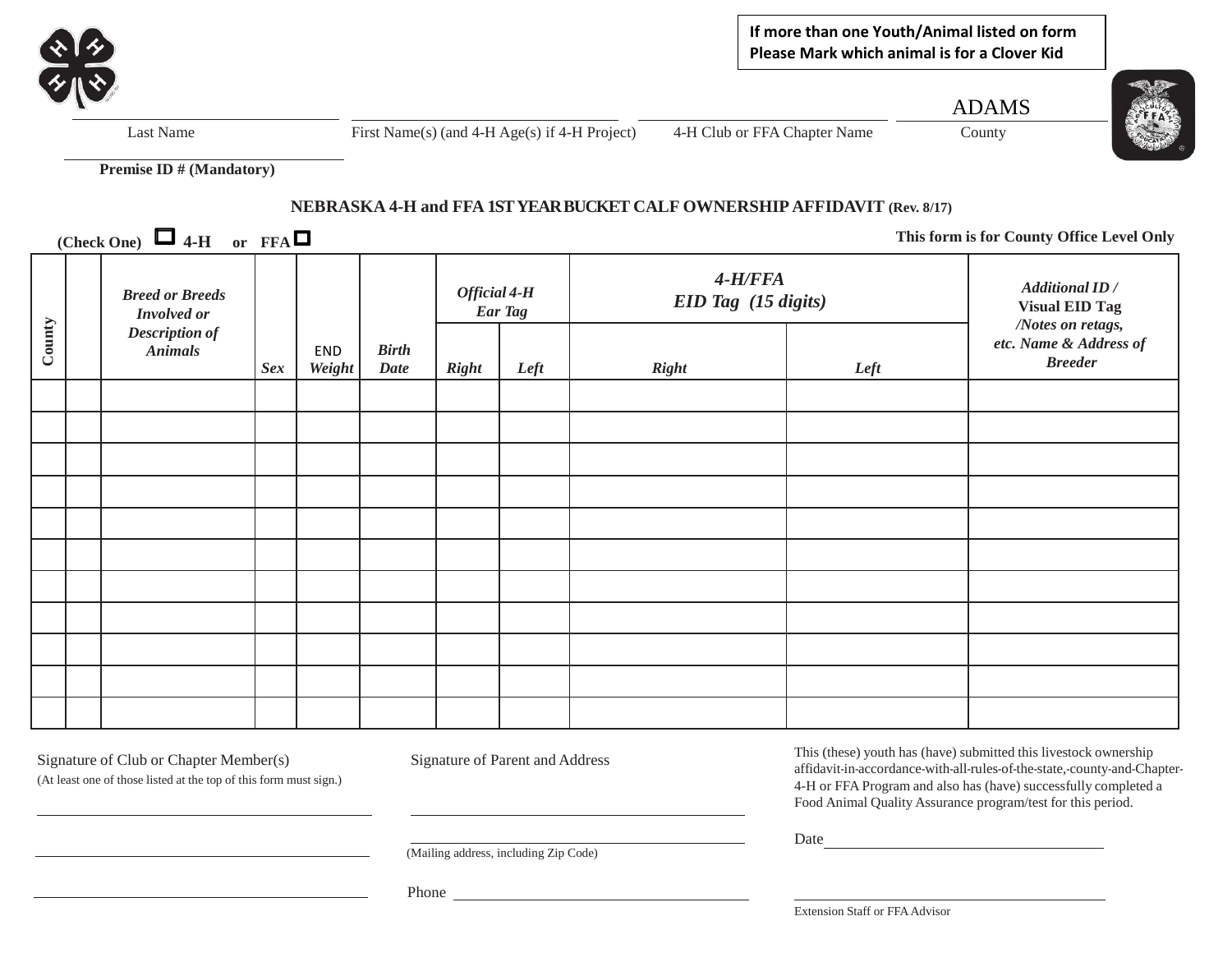**If more than one Youth/Animal listed on form Please Mark which animal is for a Clover Kid**

| Last Name | First Name(s) (and 4-H Age(s) if 4-H Project) | 4-H Club or FFA Chapter Name | ADAMS<br>County |
|---|---|---|---|

Premise ID # (Mandatory)

**NEBRASKA 4-H and FFA 1ST YEAR BUCKET CALF OWNERSHIP AFFIDAVIT (Rev. 8/17)**

**(Check One)** ☐ **4-H** or **FFA** ☐

**This form is for County Office Level Only**

| County | | *Breed or Breeds Involved or Description of Animals* | *Sex* | END *Weight* | *Birth Date* | *Official 4-H Ear Tag* | | *4-H/FFA EID Tag (15 digits)* | | *Additional ID /* **Visual EID Tag** */Notes on retags, etc. Name & Address of Breeder* |
|---|---|---|---|---|---|---|---|---|---|---|
| | | | | | | *Right* | *Left* | *Right* | *Left* | |
| | | | | | | | | | | |
| | | | | | | | | | | |
| | | | | | | | | | | |
| | | | | | | | | | | |
| | | | | | | | | | | |
| | | | | | | | | | | |
| | | | | | | | | | | |
| | | | | | | | | | | |
| | | | | | | | | | | |
| | | | | | | | | | | |
| | | | | | | | | | | |

Signature of Club or Chapter Member(s)
(At least one of those listed at the top of this form must sign.)

\_\_\_\_\_\_\_\_\_\_\_\_\_\_\_\_\_\_\_\_\_\_\_\_\_\_\_\_\_\_

\_\_\_\_\_\_\_\_\_\_\_\_\_\_\_\_\_\_\_\_\_\_\_\_\_\_\_\_\_\_

\_\_\_\_\_\_\_\_\_\_\_\_\_\_\_\_\_\_\_\_\_\_\_\_\_\_\_\_\_\_

Signature of Parent and Address

\_\_\_\_\_\_\_\_\_\_\_\_\_\_\_\_\_\_\_\_\_\_\_\_\_\_\_\_\_\_

\_\_\_\_\_\_\_\_\_\_\_\_\_\_\_\_\_\_\_\_\_\_\_\_\_\_\_\_\_\_
(Mailing address, including Zip Code)

Phone \_\_\_\_\_\_\_\_\_\_\_\_\_\_\_\_\_\_\_\_\_\_\_\_\_\_\_\_\_\_

This (these) youth has (have) submitted this livestock ownership affidavit in accordance with all rules of the state, county and Chapter 4-H or FFA Program and also has (have) successfully completed a Food Animal Quality Assurance program/test for this period.

Date \_\_\_\_\_\_\_\_\_\_\_\_\_\_\_\_\_\_\_\_\_\_\_\_\_\_\_\_\_\_

\_\_\_\_\_\_\_\_\_\_\_\_\_\_\_\_\_\_\_\_\_\_\_\_\_\_\_\_\_\_
Extension Staff or FFA Advisor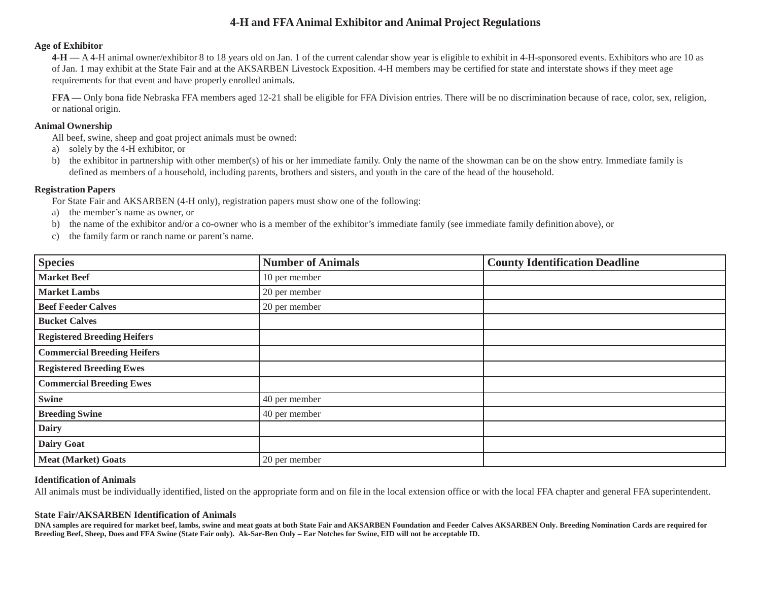# 4-H and FFA Animal Exhibitor and Animal Project Regulations

**Age of Exhibitor**

**4-H —** A 4-H animal owner/exhibitor 8 to 18 years old on Jan. 1 of the current calendar show year is eligible to exhibit in 4-H-sponsored events. Exhibitors who are 10 as of Jan. 1 may exhibit at the State Fair and at the AKSARBEN Livestock Exposition. 4-H members may be certified for state and interstate shows if they meet age requirements for that event and have properly enrolled animals.

**FFA —** Only bona fide Nebraska FFA members aged 12-21 shall be eligible for FFA Division entries. There will be no discrimination because of race, color, sex, religion, or national origin.

**Animal Ownership**

All beef, swine, sheep and goat project animals must be owned:

a) solely by the 4-H exhibitor, or
b) the exhibitor in partnership with other member(s) of his or her immediate family. Only the name of the showman can be on the show entry. Immediate family is defined as members of a household, including parents, brothers and sisters, and youth in the care of the head of the household.

**Registration Papers**

For State Fair and AKSARBEN (4-H only), registration papers must show one of the following:

a) the member's name as owner, or
b) the name of the exhibitor and/or a co-owner who is a member of the exhibitor's immediate family (see immediate family definition above), or
c) the family farm or ranch name or parent's name.

| Species | Number of Animals | County Identification Deadline |
|---|---|---|
| **Market Beef** | 10 per member | |
| **Market Lambs** | 20 per member | |
| **Beef Feeder Calves** | 20 per member | |
| **Bucket Calves** | | |
| **Registered Breeding Heifers** | | |
| **Commercial Breeding Heifers** | | |
| **Registered Breeding Ewes** | | |
| **Commercial Breeding Ewes** | | |
| **Swine** | 40 per member | |
| **Breeding Swine** | 40 per member | |
| **Dairy** | | |
| **Dairy Goat** | | |
| **Meat (Market) Goats** | 20 per member | |

**Identification of Animals**

All animals must be individually identified, listed on the appropriate form and on file in the local extension office or with the local FFA chapter and general FFA superintendent.

**State Fair/AKSARBEN Identification of Animals**

**DNA samples are required for market beef, lambs, swine and meat goats at both State Fair and AKSARBEN Foundation and Feeder Calves AKSARBEN Only. Breeding Nomination Cards are required for Breeding Beef, Sheep, Does and FFA Swine (State Fair only). Ak-Sar-Ben Only – Ear Notches for Swine, EID will not be acceptable ID.**